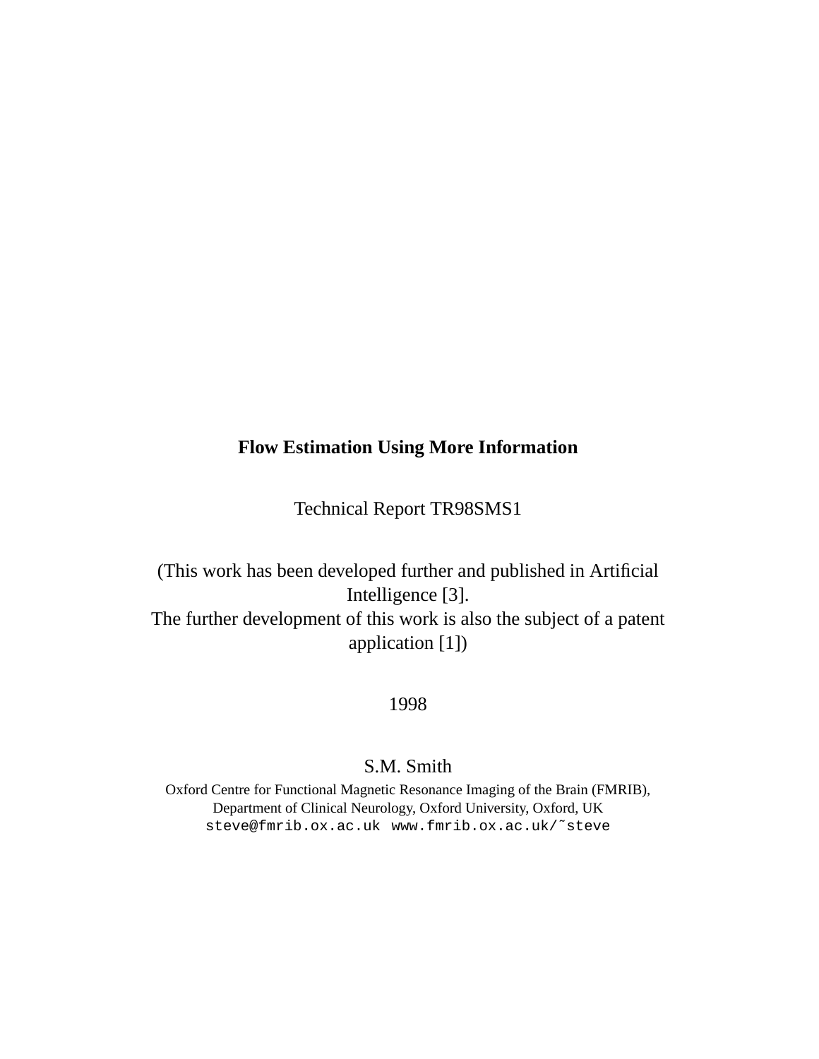# Flow Estimation Using More Information

Technical Report TR98SMS1

(This work has been developed further and published in Artificial Intelligence [3].
The further development of this work is also the subject of a patent application [1])

1998

S.M. Smith

Oxford Centre for Functional Magnetic Resonance Imaging of the Brain (FMRIB),
Department of Clinical Neurology, Oxford University, Oxford, UK
`steve@fmrib.ox.ac.uk` `www.fmrib.ox.ac.uk/~steve`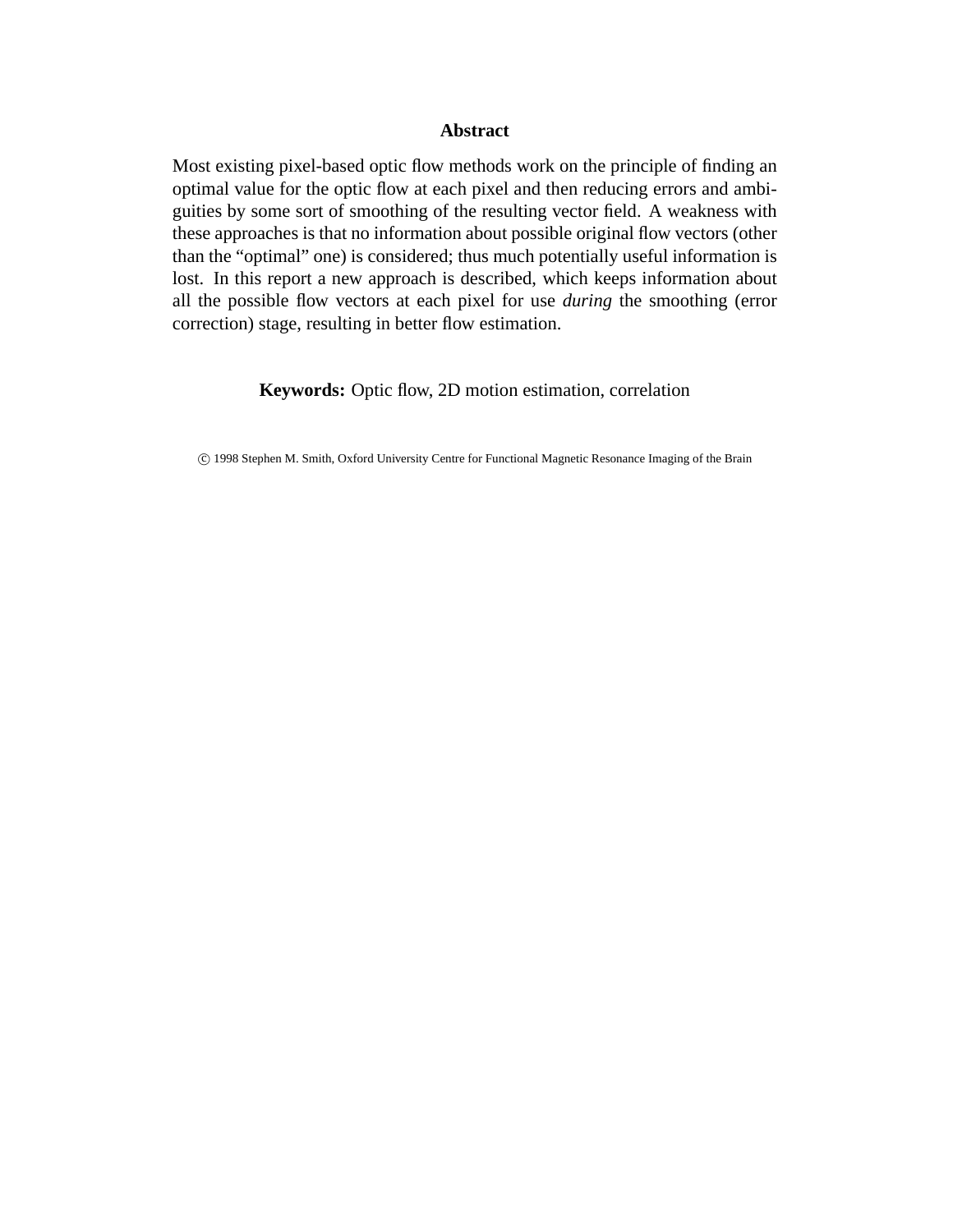## Abstract

Most existing pixel-based optic flow methods work on the principle of finding an optimal value for the optic flow at each pixel and then reducing errors and ambiguities by some sort of smoothing of the resulting vector field. A weakness with these approaches is that no information about possible original flow vectors (other than the "optimal" one) is considered; thus much potentially useful information is lost. In this report a new approach is described, which keeps information about all the possible flow vectors at each pixel for use *during* the smoothing (error correction) stage, resulting in better flow estimation.

**Keywords:** Optic flow, 2D motion estimation, correlation

© 1998 Stephen M. Smith, Oxford University Centre for Functional Magnetic Resonance Imaging of the Brain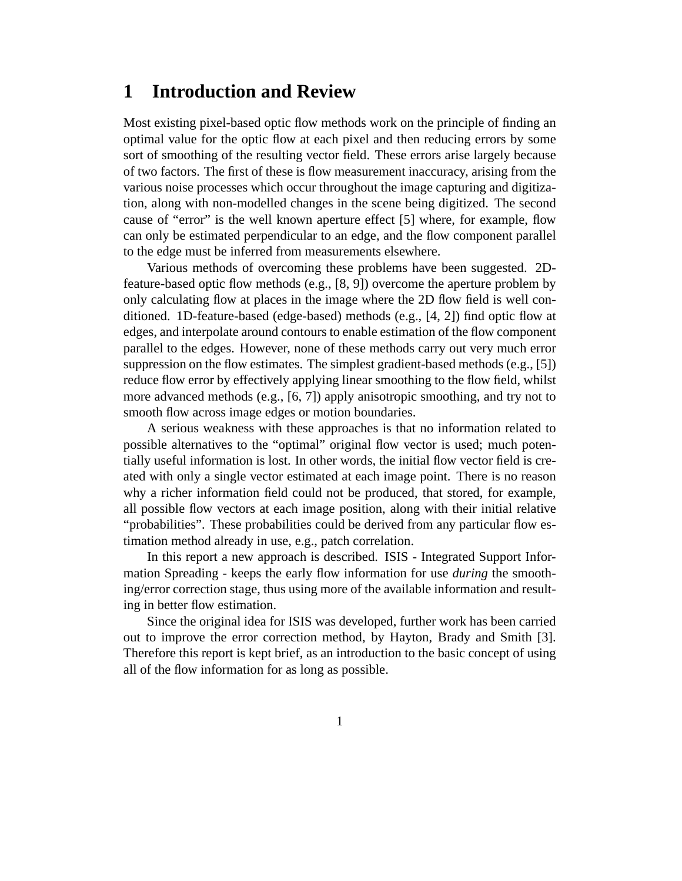# 1 Introduction and Review

Most existing pixel-based optic flow methods work on the principle of finding an optimal value for the optic flow at each pixel and then reducing errors by some sort of smoothing of the resulting vector field. These errors arise largely because of two factors. The first of these is flow measurement inaccuracy, arising from the various noise processes which occur throughout the image capturing and digitization, along with non-modelled changes in the scene being digitized. The second cause of "error" is the well known aperture effect [5] where, for example, flow can only be estimated perpendicular to an edge, and the flow component parallel to the edge must be inferred from measurements elsewhere.

Various methods of overcoming these problems have been suggested. 2D-feature-based optic flow methods (e.g., [8, 9]) overcome the aperture problem by only calculating flow at places in the image where the 2D flow field is well conditioned. 1D-feature-based (edge-based) methods (e.g., [4, 2]) find optic flow at edges, and interpolate around contours to enable estimation of the flow component parallel to the edges. However, none of these methods carry out very much error suppression on the flow estimates. The simplest gradient-based methods (e.g., [5]) reduce flow error by effectively applying linear smoothing to the flow field, whilst more advanced methods (e.g., [6, 7]) apply anisotropic smoothing, and try not to smooth flow across image edges or motion boundaries.

A serious weakness with these approaches is that no information related to possible alternatives to the "optimal" original flow vector is used; much potentially useful information is lost. In other words, the initial flow vector field is created with only a single vector estimated at each image point. There is no reason why a richer information field could not be produced, that stored, for example, all possible flow vectors at each image position, along with their initial relative "probabilities". These probabilities could be derived from any particular flow estimation method already in use, e.g., patch correlation.

In this report a new approach is described. ISIS - Integrated Support Information Spreading - keeps the early flow information for use *during* the smoothing/error correction stage, thus using more of the available information and resulting in better flow estimation.

Since the original idea for ISIS was developed, further work has been carried out to improve the error correction method, by Hayton, Brady and Smith [3]. Therefore this report is kept brief, as an introduction to the basic concept of using all of the flow information for as long as possible.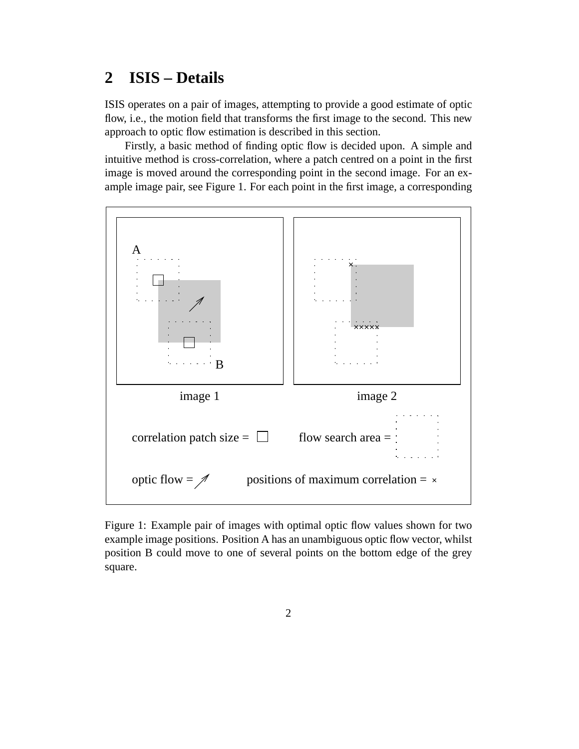## 2 ISIS – Details

ISIS operates on a pair of images, attempting to provide a good estimate of optic flow, i.e., the motion field that transforms the first image to the second. This new approach to optic flow estimation is described in this section.

Firstly, a basic method of finding optic flow is decided upon. A simple and intuitive method is cross-correlation, where a patch centred on a point in the first image is moved around the corresponding point in the second image. For an example image pair, see Figure 1. For each point in the first image, a corresponding

Figure 1: Example pair of images with optimal optic flow values shown for two example image positions. Position A has an unambiguous optic flow vector, whilst position B could move to one of several points on the bottom edge of the grey square.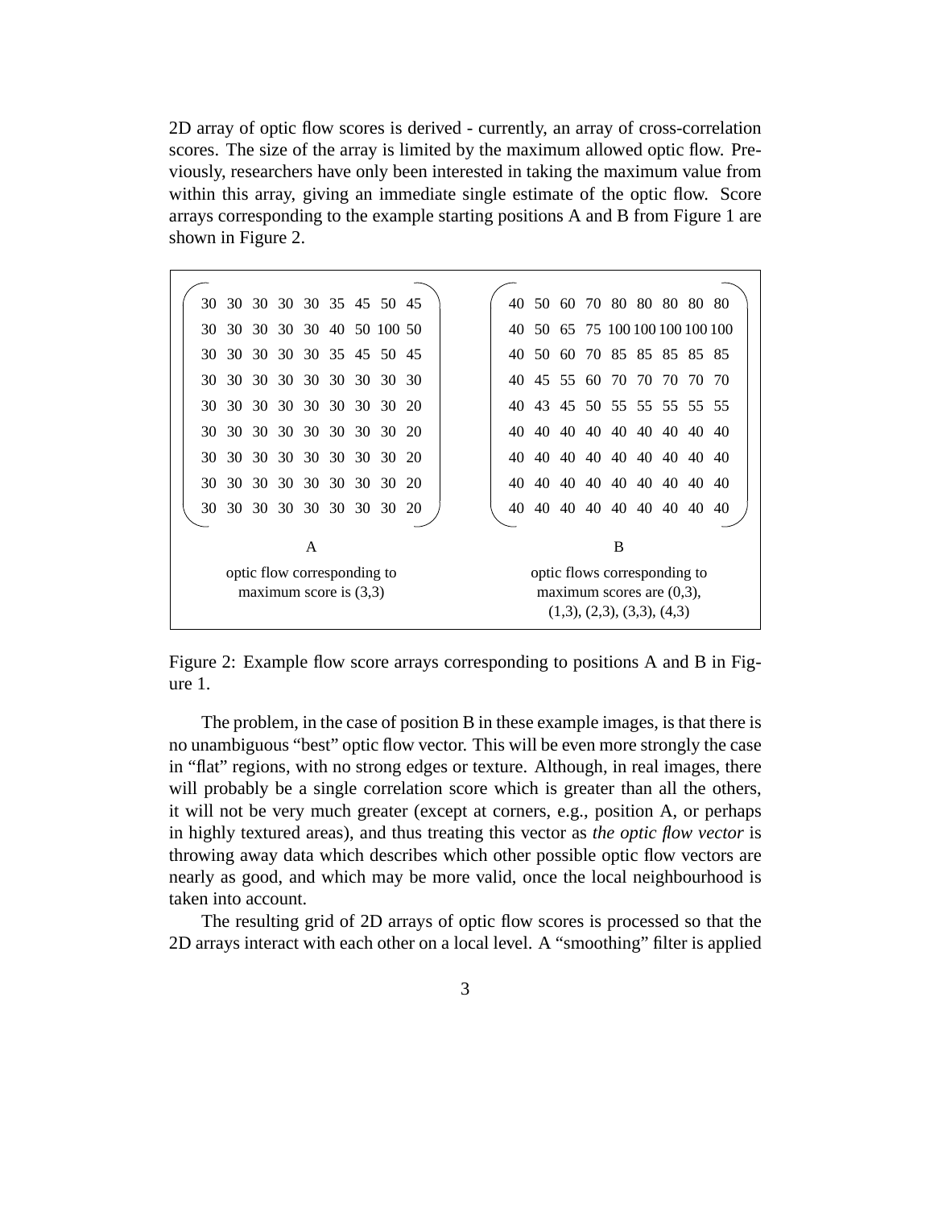2D array of optic flow scores is derived - currently, an array of cross-correlation scores. The size of the array is limited by the maximum allowed optic flow. Previously, researchers have only been interested in taking the maximum value from within this array, giving an immediate single estimate of the optic flow. Score arrays corresponding to the example starting positions A and B from Figure 1 are shown in Figure 2.

$$
\begin{pmatrix}
30 & 30 & 30 & 30 & 30 & 35 & 45 & 50 & 45 \\
30 & 30 & 30 & 30 & 30 & 40 & 50 & 100 & 50 \\
30 & 30 & 30 & 30 & 30 & 35 & 45 & 50 & 45 \\
30 & 30 & 30 & 30 & 30 & 30 & 30 & 30 & 30 \\
30 & 30 & 30 & 30 & 30 & 30 & 30 & 30 & 20 \\
30 & 30 & 30 & 30 & 30 & 30 & 30 & 30 & 20 \\
30 & 30 & 30 & 30 & 30 & 30 & 30 & 30 & 20 \\
30 & 30 & 30 & 30 & 30 & 30 & 30 & 30 & 20 \\
30 & 30 & 30 & 30 & 30 & 30 & 30 & 30 & 20
\end{pmatrix}
\qquad
\begin{pmatrix}
40 & 50 & 60 & 70 & 80 & 80 & 80 & 80 & 80 \\
40 & 50 & 65 & 75 & 100 & 100 & 100 & 100 & 100 \\
40 & 50 & 60 & 70 & 85 & 85 & 85 & 85 & 85 \\
40 & 45 & 55 & 60 & 70 & 70 & 70 & 70 & 70 \\
40 & 43 & 45 & 50 & 55 & 55 & 55 & 55 & 55 \\
40 & 40 & 40 & 40 & 40 & 40 & 40 & 40 & 40 \\
40 & 40 & 40 & 40 & 40 & 40 & 40 & 40 & 40 \\
40 & 40 & 40 & 40 & 40 & 40 & 40 & 40 & 40 \\
40 & 40 & 40 & 40 & 40 & 40 & 40 & 40 & 40
\end{pmatrix}
$$

A — optic flow corresponding to maximum score is (3,3)

B — optic flows corresponding to maximum scores are (0,3), (1,3), (2,3), (3,3), (4,3)

Figure 2: Example flow score arrays corresponding to positions A and B in Figure 1.

The problem, in the case of position B in these example images, is that there is no unambiguous "best" optic flow vector. This will be even more strongly the case in "flat" regions, with no strong edges or texture. Although, in real images, there will probably be a single correlation score which is greater than all the others, it will not be very much greater (except at corners, e.g., position A, or perhaps in highly textured areas), and thus treating this vector as *the optic flow vector* is throwing away data which describes which other possible optic flow vectors are nearly as good, and which may be more valid, once the local neighbourhood is taken into account.

The resulting grid of 2D arrays of optic flow scores is processed so that the 2D arrays interact with each other on a local level. A "smoothing" filter is applied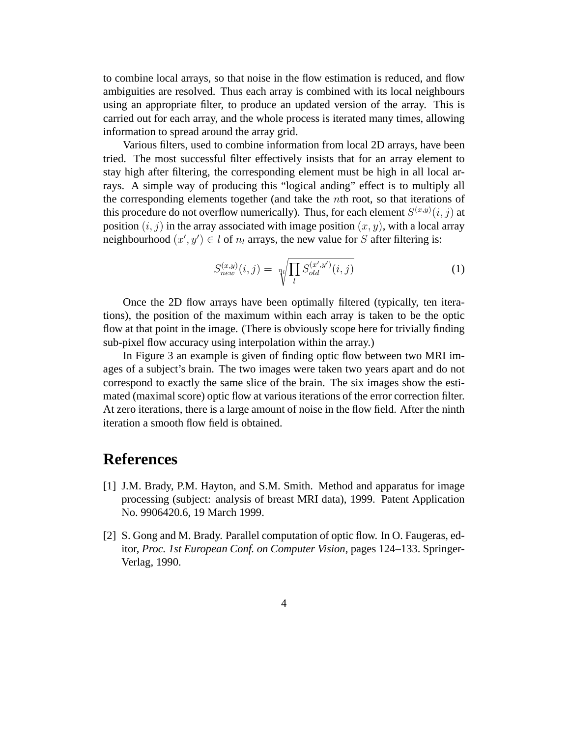to combine local arrays, so that noise in the flow estimation is reduced, and flow ambiguities are resolved. Thus each array is combined with its local neighbours using an appropriate filter, to produce an updated version of the array. This is carried out for each array, and the whole process is iterated many times, allowing information to spread around the array grid.

Various filters, used to combine information from local 2D arrays, have been tried. The most successful filter effectively insists that for an array element to stay high after filtering, the corresponding element must be high in all local arrays. A simple way of producing this "logical anding" effect is to multiply all the corresponding elements together (and take the $n$th root, so that iterations of this procedure do not overflow numerically). Thus, for each element $S^{(x,y)}(i,j)$ at position $(i,j)$ in the array associated with image position $(x,y)$, with a local array neighbourhood $(x',y') \in l$ of $n_l$ arrays, the new value for $S$ after filtering is:

$$S_{new}^{(x,y)}(i,j) = \sqrt[n_l]{\prod_l S_{old}^{(x',y')}(i,j)} \tag{1}$$

Once the 2D flow arrays have been optimally filtered (typically, ten iterations), the position of the maximum within each array is taken to be the optic flow at that point in the image. (There is obviously scope here for trivially finding sub-pixel flow accuracy using interpolation within the array.)

In Figure 3 an example is given of finding optic flow between two MRI images of a subject's brain. The two images were taken two years apart and do not correspond to exactly the same slice of the brain. The six images show the estimated (maximal score) optic flow at various iterations of the error correction filter. At zero iterations, there is a large amount of noise in the flow field. After the ninth iteration a smooth flow field is obtained.

# References

[1] J.M. Brady, P.M. Hayton, and S.M. Smith. Method and apparatus for image processing (subject: analysis of breast MRI data), 1999. Patent Application No. 9906420.6, 19 March 1999.

[2] S. Gong and M. Brady. Parallel computation of optic flow. In O. Faugeras, editor, *Proc. 1st European Conf. on Computer Vision*, pages 124–133. Springer-Verlag, 1990.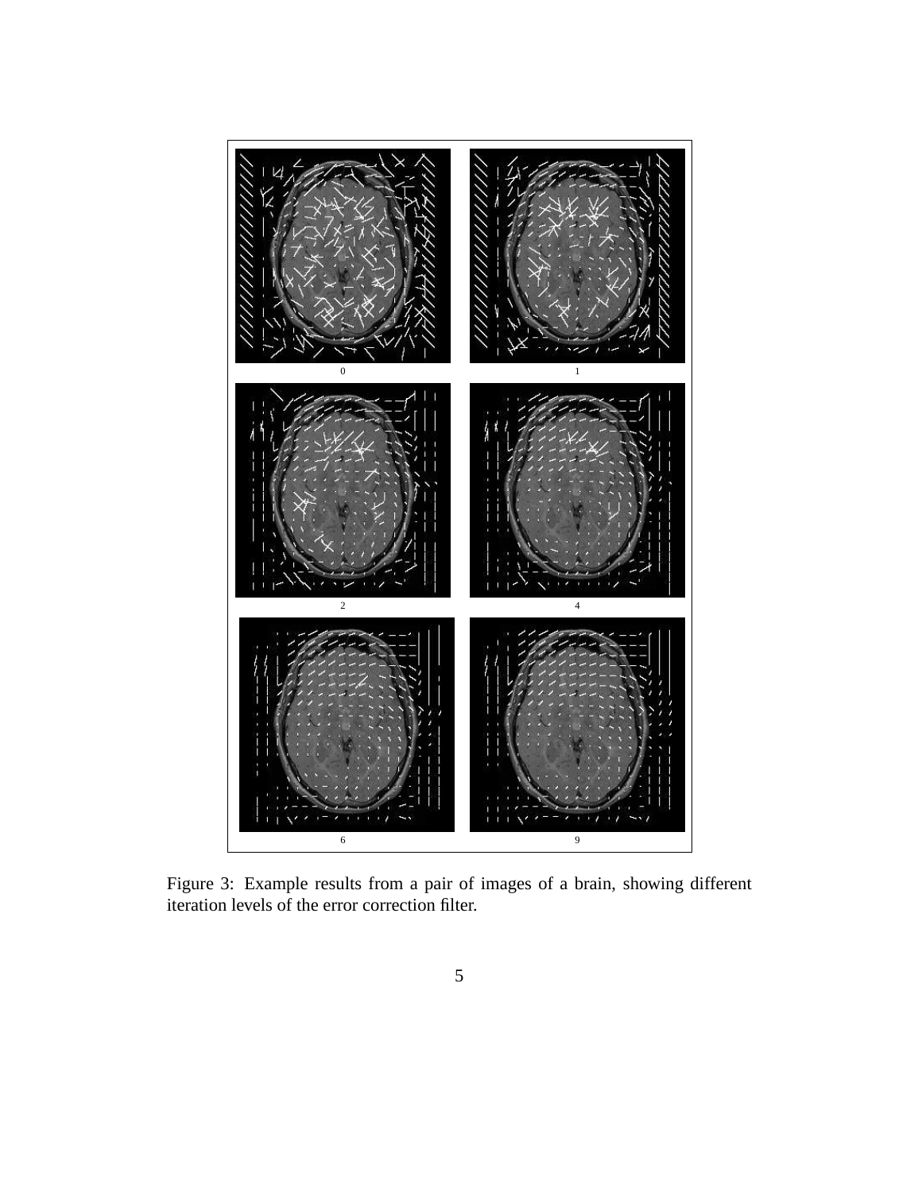Figure 3: Example results from a pair of images of a brain, showing different iteration levels of the error correction filter.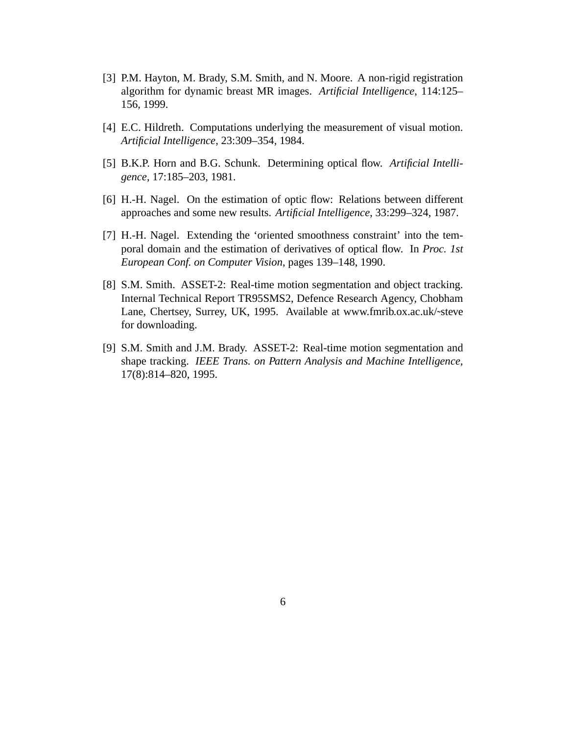[3] P.M. Hayton, M. Brady, S.M. Smith, and N. Moore. A non-rigid registration algorithm for dynamic breast MR images. *Artificial Intelligence*, 114:125–156, 1999.

[4] E.C. Hildreth. Computations underlying the measurement of visual motion. *Artificial Intelligence*, 23:309–354, 1984.

[5] B.K.P. Horn and B.G. Schunk. Determining optical flow. *Artificial Intelligence*, 17:185–203, 1981.

[6] H.-H. Nagel. On the estimation of optic flow: Relations between different approaches and some new results. *Artificial Intelligence*, 33:299–324, 1987.

[7] H.-H. Nagel. Extending the 'oriented smoothness constraint' into the temporal domain and the estimation of derivatives of optical flow. In *Proc. 1st European Conf. on Computer Vision*, pages 139–148, 1990.

[8] S.M. Smith. ASSET-2: Real-time motion segmentation and object tracking. Internal Technical Report TR95SMS2, Defence Research Agency, Chobham Lane, Chertsey, Surrey, UK, 1995. Available at www.fmrib.ox.ac.uk/~steve for downloading.

[9] S.M. Smith and J.M. Brady. ASSET-2: Real-time motion segmentation and shape tracking. *IEEE Trans. on Pattern Analysis and Machine Intelligence*, 17(8):814–820, 1995.